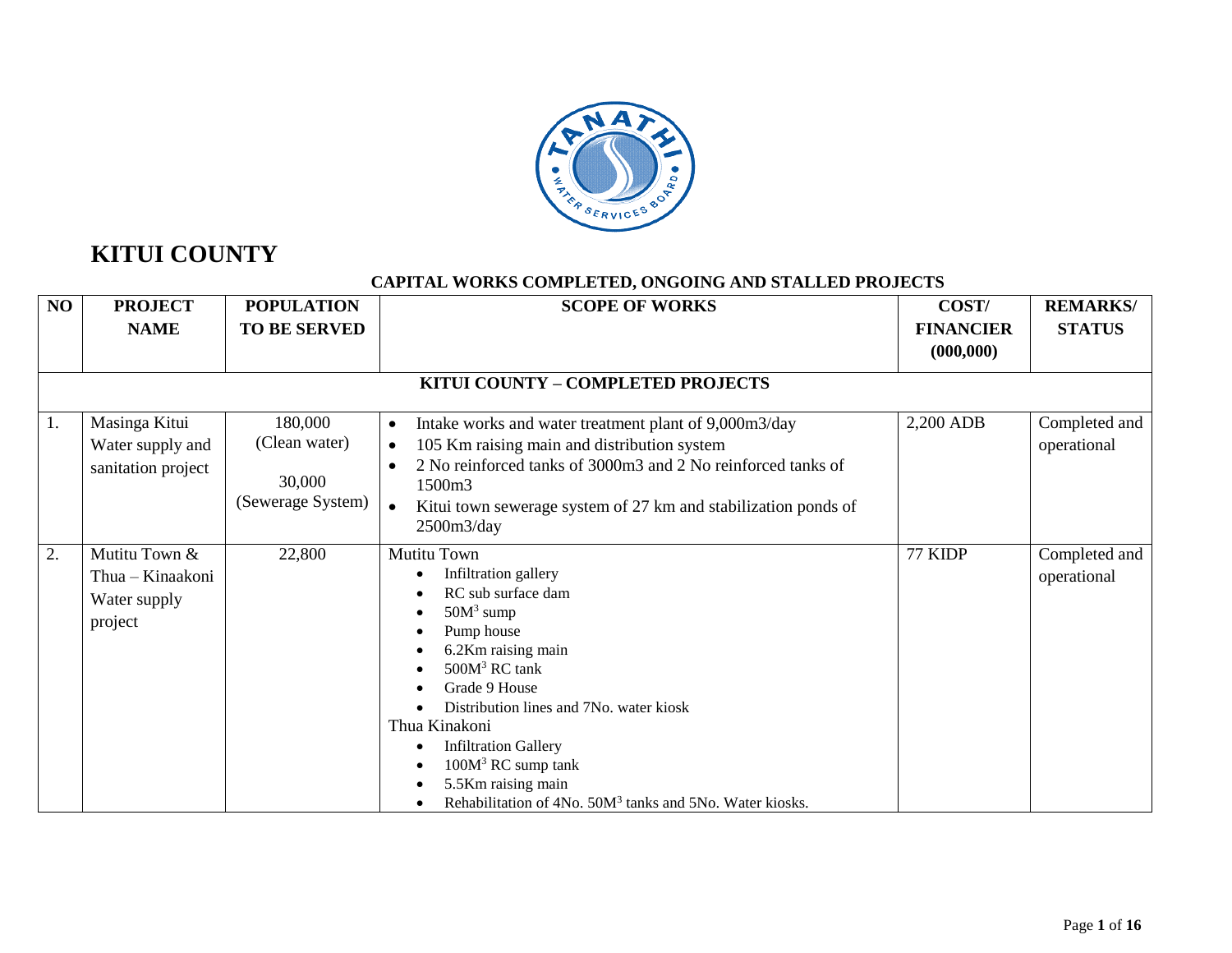# KITUI COUNTY

## CAPITAL WORKS COMPLETED, ONGOING AND STALLED PROJECTS

| NO | PROJECT NAME | POPULATION TO BE SERVED | SCOPE OF WORKS | COST/ FINANCIER (000,000) | REMARKS/ STATUS |
|---|---|---|---|---|---|
| **KITUI COUNTY – COMPLETED PROJECTS** | | | | | |
| 1. | Masinga Kitui Water supply and sanitation project | 180,000 (Clean water)<br><br>30,000 (Sewerage System) | • Intake works and water treatment plant of 9,000m3/day<br>• 105 Km raising main and distribution system<br>• 2 No reinforced tanks of 3000m3 and 2 No reinforced tanks of 1500m3<br>• Kitui town sewerage system of 27 km and stabilization ponds of 2500m3/day | 2,200 ADB | Completed and operational |
| 2. | Mutitu Town & Thua – Kinaakoni Water supply project | 22,800 | Mutitu Town<br>• Infiltration gallery<br>• RC sub surface dam<br>• $50M^3$ sump<br>• Pump house<br>• 6.2Km raising main<br>• $500M^3$ RC tank<br>• Grade 9 House<br>• Distribution lines and 7No. water kiosk<br>Thua Kinakoni<br>• Infiltration Gallery<br>• $100M^3$ RC sump tank<br>• 5.5Km raising main<br>• Rehabilitation of 4No. $50M^3$ tanks and 5No. Water kiosks. | 77 KIDP | Completed and operational |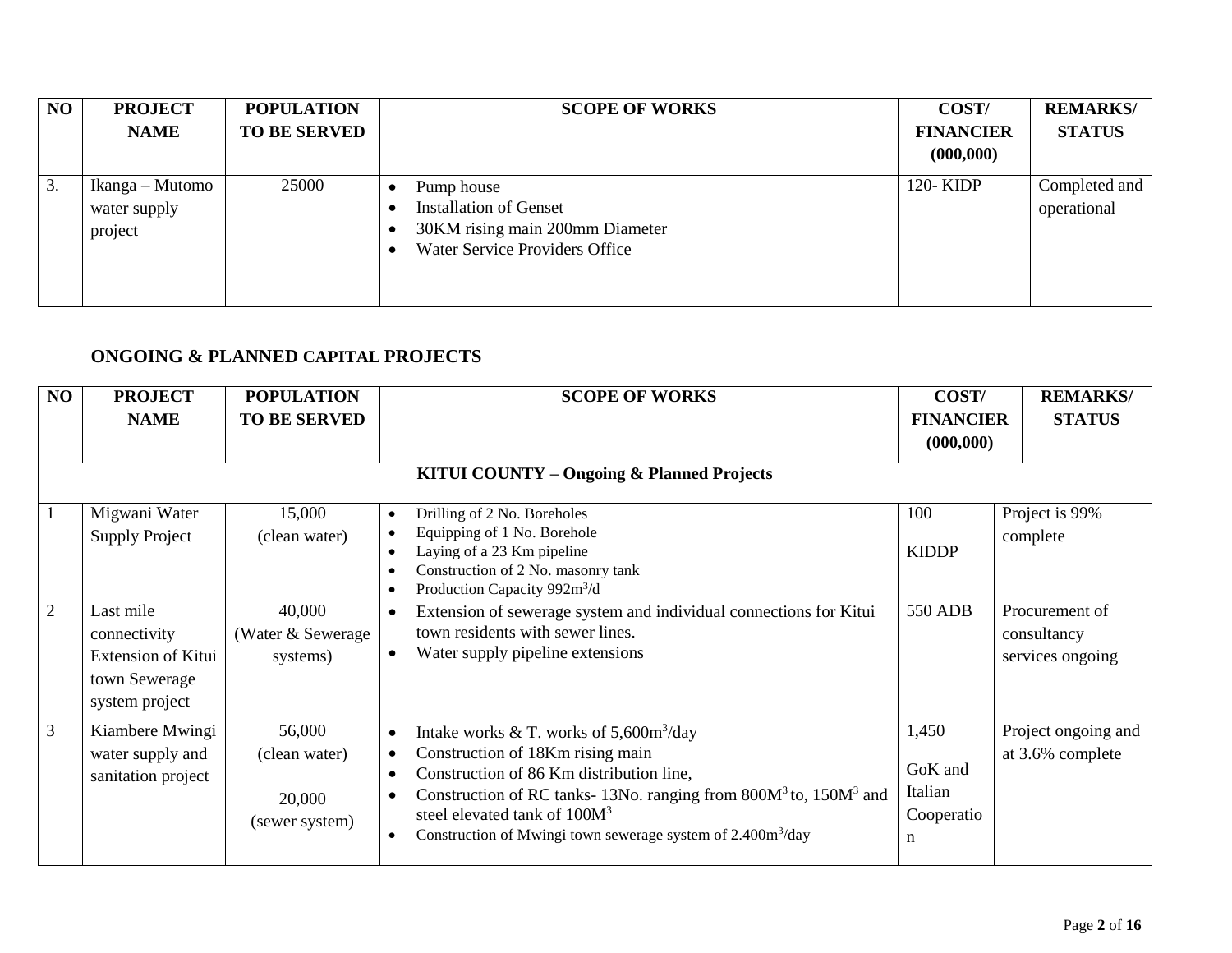| NO | PROJECT NAME | POPULATION TO BE SERVED | SCOPE OF WORKS | COST/ FINANCIER (000,000) | REMARKS/ STATUS |
|---|---|---|---|---|---|
| 3. | Ikanga – Mutomo water supply project | 25000 | • Pump house<br>• Installation of Genset<br>• 30KM rising main 200mm Diameter<br>• Water Service Providers Office | 120- KIDP | Completed and operational |

## ONGOING & PLANNED CAPITAL PROJECTS

| NO | PROJECT NAME | POPULATION TO BE SERVED | SCOPE OF WORKS | COST/ FINANCIER (000,000) | REMARKS/ STATUS |
|---|---|---|---|---|---|
| **KITUI COUNTY – Ongoing & Planned Projects** | | | | | |
| 1 | Migwani Water Supply Project | 15,000 (clean water) | • Drilling of 2 No. Boreholes<br>• Equipping of 1 No. Borehole<br>• Laying of a 23 Km pipeline<br>• Construction of 2 No. masonry tank<br>• Production Capacity 992m$^3$/d | 100 KIDDP | Project is 99% complete |
| 2 | Last mile connectivity Extension of Kitui town Sewerage system project | 40,000 (Water & Sewerage systems) | • Extension of sewerage system and individual connections for Kitui town residents with sewer lines.<br>• Water supply pipeline extensions | 550 ADB | Procurement of consultancy services ongoing |
| 3 | Kiambere Mwingi water supply and sanitation project | 56,000 (clean water)<br><br>20,000 (sewer system) | • Intake works & T. works of 5,600m$^3$/day<br>• Construction of 18Km rising main<br>• Construction of 86 Km distribution line,<br>• Construction of RC tanks- 13No. ranging from 800M$^3$ to, 150M$^3$ and steel elevated tank of 100M$^3$<br>• Construction of Mwingi town sewerage system of 2.400m$^3$/day | 1,450 GoK and Italian Cooperation | Project ongoing and at 3.6% complete |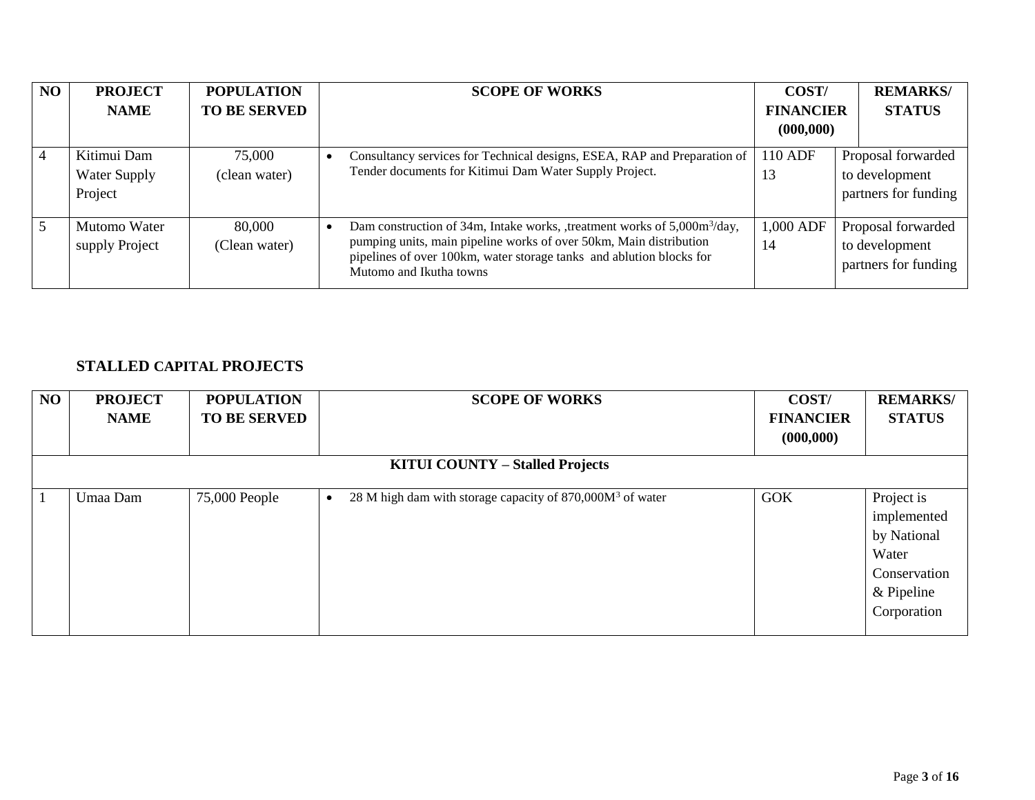| NO | PROJECT NAME | POPULATION TO BE SERVED | SCOPE OF WORKS | COST/ FINANCIER (000,000) | REMARKS/ STATUS |
|---|---|---|---|---|---|
| 4 | Kitimui Dam Water Supply Project | 75,000 (clean water) | • Consultancy services for Technical designs, ESEA, RAP and Preparation of Tender documents for Kitimui Dam Water Supply Project. | 110 ADF 13 | Proposal forwarded to development partners for funding |
| 5 | Mutomo Water supply Project | 80,000 (Clean water) | • Dam construction of 34m, Intake works, ,treatment works of 5,000m$^3$/day, pumping units, main pipeline works of over 50km, Main distribution pipelines of over 100km, water storage tanks and ablution blocks for Mutomo and Ikutha towns | 1,000 ADF 14 | Proposal forwarded to development partners for funding |

## STALLED CAPITAL PROJECTS

| NO | PROJECT NAME | POPULATION TO BE SERVED | SCOPE OF WORKS | COST/ FINANCIER (000,000) | REMARKS/ STATUS |
|---|---|---|---|---|---|
| **KITUI COUNTY – Stalled Projects** | | | | | |
| 1 | Umaa Dam | 75,000 People | • 28 M high dam with storage capacity of 870,000M$^3$ of water | GOK | Project is implemented by National Water Conservation & Pipeline Corporation |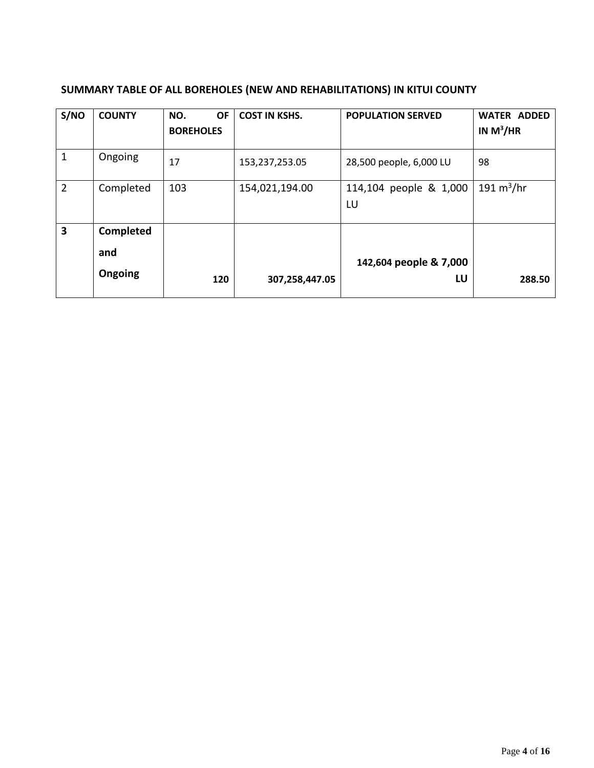**SUMMARY TABLE OF ALL BOREHOLES (NEW AND REHABILITATIONS) IN KITUI COUNTY**

| S/NO | COUNTY | NO. OF BOREHOLES | COST IN KSHS. | POPULATION SERVED | WATER ADDED IN $M^3/HR$ |
|---|---|---|---|---|---|
| 1 | Ongoing | 17 | 153,237,253.05 | 28,500 people, 6,000 LU | 98 |
| 2 | Completed | 103 | 154,021,194.00 | 114,104 people & 1,000 LU | 191 $m^3/hr$ |
| **3** | **Completed and Ongoing** | **120** | **307,258,447.05** | **142,604 people & 7,000 LU** | **288.50** |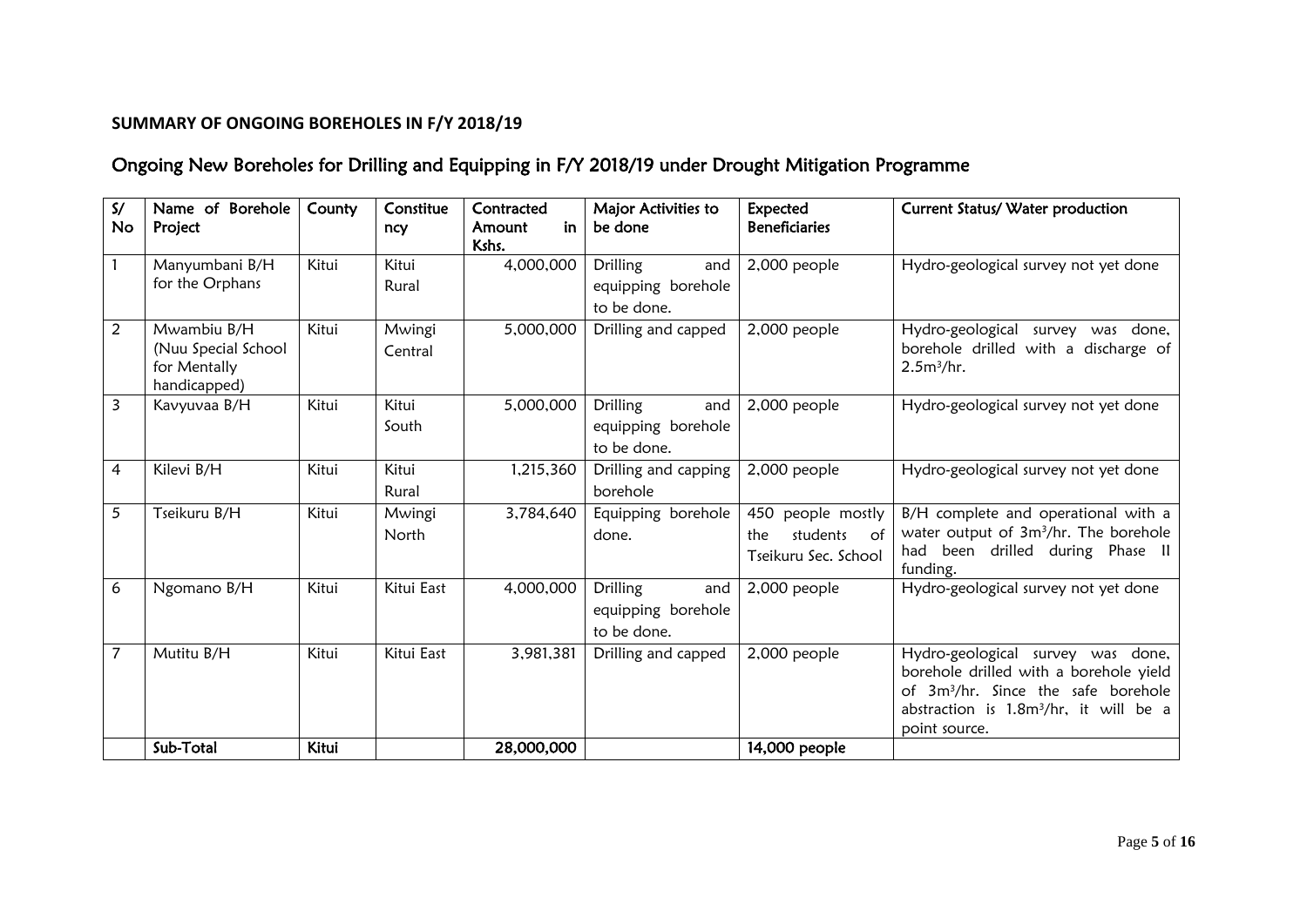**SUMMARY OF ONGOING BOREHOLES IN F/Y 2018/19**

## Ongoing New Boreholes for Drilling and Equipping in F/Y 2018/19 under Drought Mitigation Programme

| S/ No | Name of Borehole Project | County | Constituency | Contracted Amount in Kshs. | Major Activities to be done | Expected Beneficiaries | Current Status/ Water production |
|---|---|---|---|---|---|---|---|
| 1 | Manyumbani B/H for the Orphans | Kitui | Kitui Rural | 4,000,000 | Drilling and equipping borehole to be done. | 2,000 people | Hydro-geological survey not yet done |
| 2 | Mwambiu B/H (Nuu Special School for Mentally handicapped) | Kitui | Mwingi Central | 5,000,000 | Drilling and capped | 2,000 people | Hydro-geological survey was done, borehole drilled with a discharge of $2.5m^3$/hr. |
| 3 | Kavyuvaa B/H | Kitui | Kitui South | 5,000,000 | Drilling and equipping borehole to be done. | 2,000 people | Hydro-geological survey not yet done |
| 4 | Kilevi B/H | Kitui | Kitui Rural | 1,215,360 | Drilling and capping borehole | 2,000 people | Hydro-geological survey not yet done |
| 5 | Tseikuru B/H | Kitui | Mwingi North | 3,784,640 | Equipping borehole done. | 450 people mostly the students of Tseikuru Sec. School | B/H complete and operational with a water output of $3m^3$/hr. The borehole had been drilled during Phase II funding. |
| 6 | Ngomano B/H | Kitui | Kitui East | 4,000,000 | Drilling and equipping borehole to be done. | 2,000 people | Hydro-geological survey not yet done |
| 7 | Mutitu B/H | Kitui | Kitui East | 3,981,381 | Drilling and capped | 2,000 people | Hydro-geological survey was done, borehole drilled with a borehole yield of $3m^3$/hr. Since the safe borehole abstraction is $1.8m^3$/hr, it will be a point source. |
| | **Sub-Total** | **Kitui** | | **28,000,000** | | **14,000 people** | |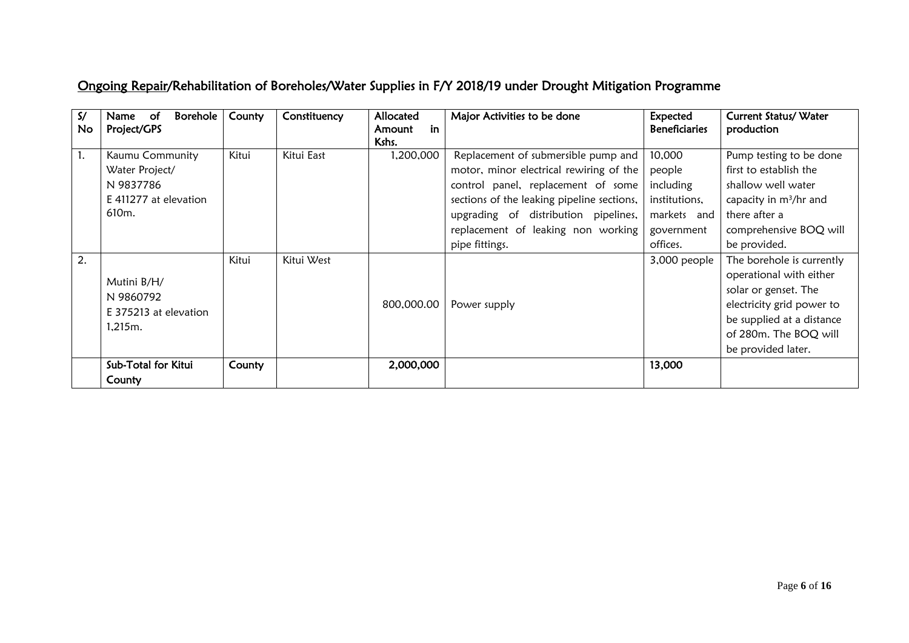## <u>Ongoing Repair</u>/Rehabilitation of Boreholes/Water Supplies in F/Y 2018/19 under Drought Mitigation Programme

| S/ No | Name of Borehole Project/GPS | County | Constituency | Allocated Amount in Kshs. | Major Activities to be done | Expected Beneficiaries | Current Status/ Water production |
|---|---|---|---|---|---|---|---|
| 1. | Kaumu Community Water Project/ N 9837786 E 411277 at elevation 610m. | Kitui | Kitui East | 1,200,000 | Replacement of submersible pump and motor, minor electrical rewiring of the control panel, replacement of some sections of the leaking pipeline sections, upgrading of distribution pipelines, replacement of leaking non working pipe fittings. | 10,000 people including institutions, markets and government offices. | Pump testing to be done first to establish the shallow well water capacity in $m^3$/hr and there after a comprehensive BOQ will be provided. |
| 2. | Mutini B/H/ N 9860792 E 375213 at elevation 1,215m. | Kitui | Kitui West | 800,000.00 | Power supply | 3,000 people | The borehole is currently operational with either solar or genset. The electricity grid power to be supplied at a distance of 280m. The BOQ will be provided later. |
| | **Sub-Total for Kitui County** | **County** | | **2,000,000** | | **13,000** | |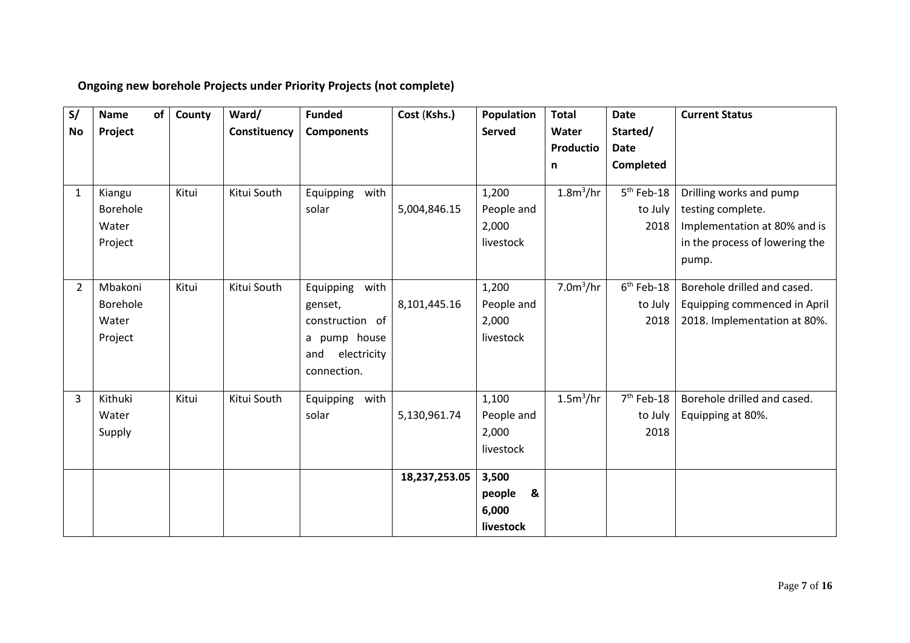**Ongoing new borehole Projects under Priority Projects (not complete)**

| S/No | Name of Project | County | Ward/ Constituency | Funded Components | Cost (Kshs.) | Population Served | Total Water Production | Date Started/ Date Completed | Current Status |
|---|---|---|---|---|---|---|---|---|---|
| 1 | Kiangu Borehole Water Project | Kitui | Kitui South | Equipping with solar | 5,004,846.15 | 1,200 People and 2,000 livestock | $1.8m^3/hr$ | 5th Feb-18 to July 2018 | Drilling works and pump testing complete. Implementation at 80% and is in the process of lowering the pump. |
| 2 | Mbakoni Borehole Water Project | Kitui | Kitui South | Equipping with genset, construction of a pump house and electricity connection. | 8,101,445.16 | 1,200 People and 2,000 livestock | $7.0m^3/hr$ | 6th Feb-18 to July 2018 | Borehole drilled and cased. Equipping commenced in April 2018. Implementation at 80%. |
| 3 | Kithuki Water Supply | Kitui | Kitui South | Equipping with solar | 5,130,961.74 | 1,100 People and 2,000 livestock | $1.5m^3/hr$ | 7th Feb-18 to July 2018 | Borehole drilled and cased. Equipping at 80%. |
| | | | | | **18,237,253.05** | **3,500 people & 6,000 livestock** | | | |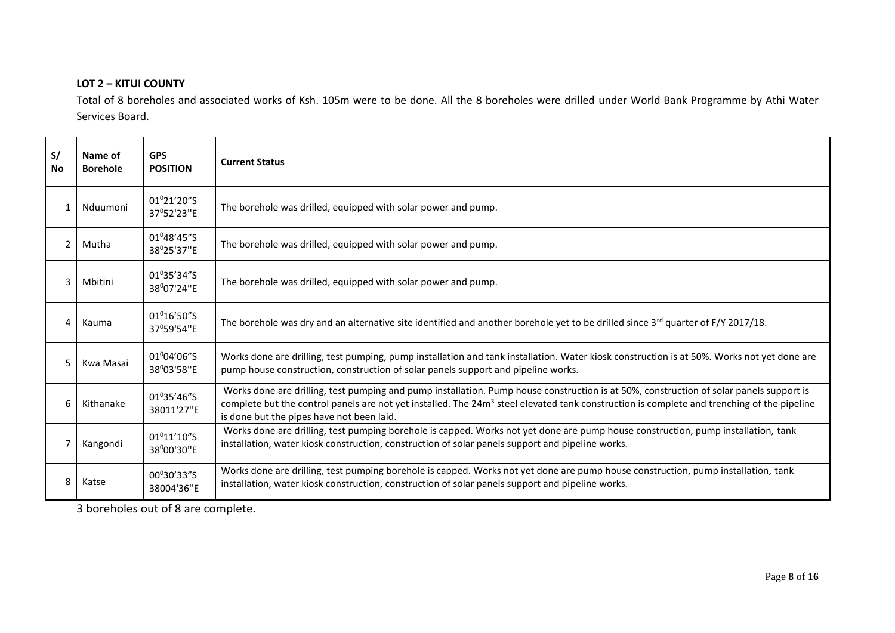**LOT 2 – KITUI COUNTY**

Total of 8 boreholes and associated works of Ksh. 105m were to be done. All the 8 boreholes were drilled under World Bank Programme by Athi Water Services Board.

| S/ No | Name of Borehole | GPS POSITION | Current Status |
|---|---|---|---|
| 1 | Nduumoni | $01^0$21'20"S $37^0$52'23''E | The borehole was drilled, equipped with solar power and pump. |
| 2 | Mutha | $01^0$48'45"S $38^0$25'37''E | The borehole was drilled, equipped with solar power and pump. |
| 3 | Mbitini | $01^0$35'34"S $38^0$07'24''E | The borehole was drilled, equipped with solar power and pump. |
| 4 | Kauma | $01^0$16'50"S $37^0$59'54''E | The borehole was dry and an alternative site identified and another borehole yet to be drilled since 3rd quarter of F/Y 2017/18. |
| 5 | Kwa Masai | $01^0$04'06"S $38^0$03'58''E | Works done are drilling, test pumping, pump installation and tank installation. Water kiosk construction is at 50%. Works not yet done are pump house construction, construction of solar panels support and pipeline works. |
| 6 | Kithanake | $01^0$35'46"S 38011'27''E | Works done are drilling, test pumping and pump installation. Pump house construction is at 50%, construction of solar panels support is complete but the control panels are not yet installed. The $24m^3$ steel elevated tank construction is complete and trenching of the pipeline is done but the pipes have not been laid. |
| 7 | Kangondi | $01^0$11'10"S $38^0$00'30''E | Works done are drilling, test pumping borehole is capped. Works not yet done are pump house construction, pump installation, tank installation, water kiosk construction, construction of solar panels support and pipeline works. |
| 8 | Katse | $00^0$30'33"S 38004'36''E | Works done are drilling, test pumping borehole is capped. Works not yet done are pump house construction, pump installation, tank installation, water kiosk construction, construction of solar panels support and pipeline works. |

3 boreholes out of 8 are complete.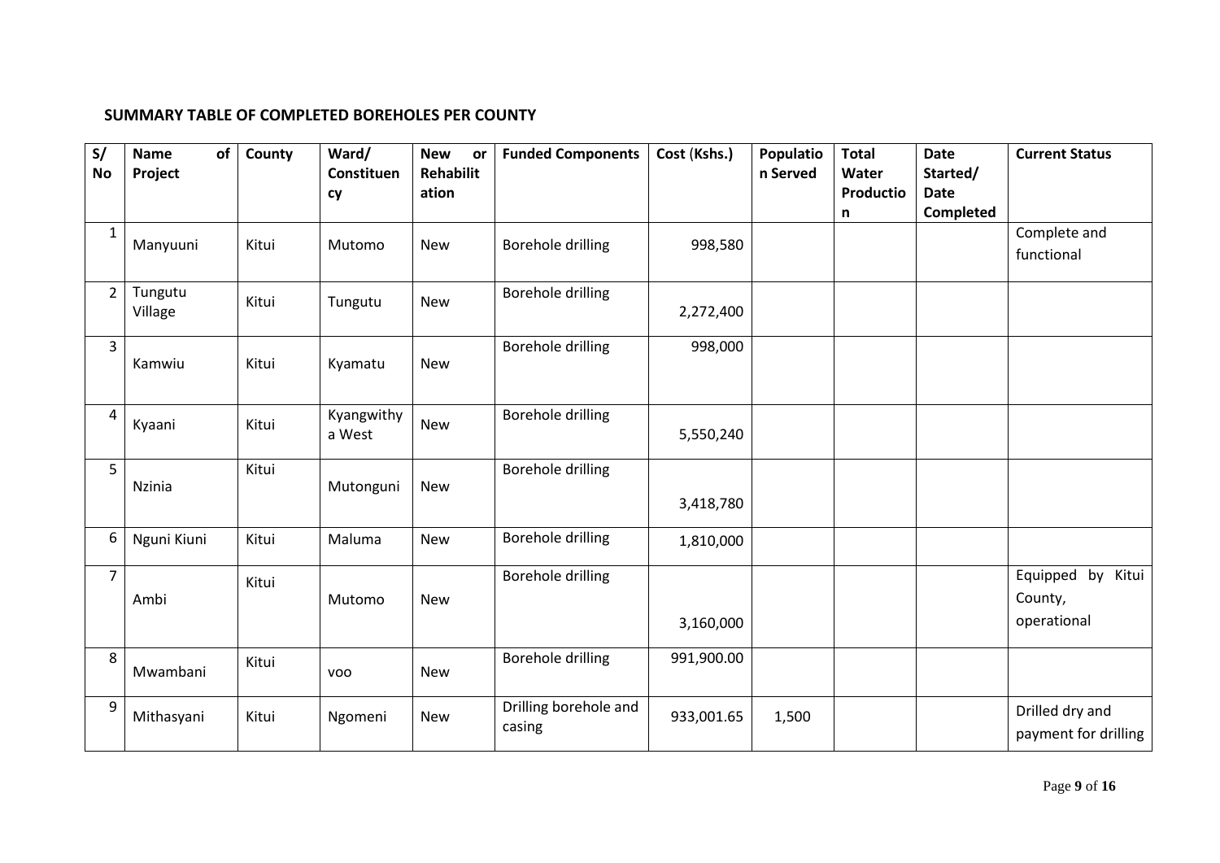**SUMMARY TABLE OF COMPLETED BOREHOLES PER COUNTY**

| S/ No | Name of Project | County | Ward/ Constituency | New or Rehabilitation | Funded Components | Cost (Kshs.) | Population Served | Total Water Production | Date Started/ Date Completed | Current Status |
|---|---|---|---|---|---|---|---|---|---|---|
| 1 | Manyuuni | Kitui | Mutomo | New | Borehole drilling | 998,580 | | | | Complete and functional |
| 2 | Tungutu Village | Kitui | Tungutu | New | Borehole drilling | 2,272,400 | | | | |
| 3 | Kamwiu | Kitui | Kyamatu | New | Borehole drilling | 998,000 | | | | |
| 4 | Kyaani | Kitui | Kyangwithya West | New | Borehole drilling | 5,550,240 | | | | |
| 5 | Nzinia | Kitui | Mutonguni | New | Borehole drilling | 3,418,780 | | | | |
| 6 | Nguni Kiuni | Kitui | Maluma | New | Borehole drilling | 1,810,000 | | | | |
| 7 | Ambi | Kitui | Mutomo | New | Borehole drilling | 3,160,000 | | | | Equipped by Kitui County, operational |
| 8 | Mwambani | Kitui | voo | New | Borehole drilling | 991,900.00 | | | | |
| 9 | Mithasyani | Kitui | Ngomeni | New | Drilling borehole and casing | 933,001.65 | 1,500 | | | Drilled dry and payment for drilling |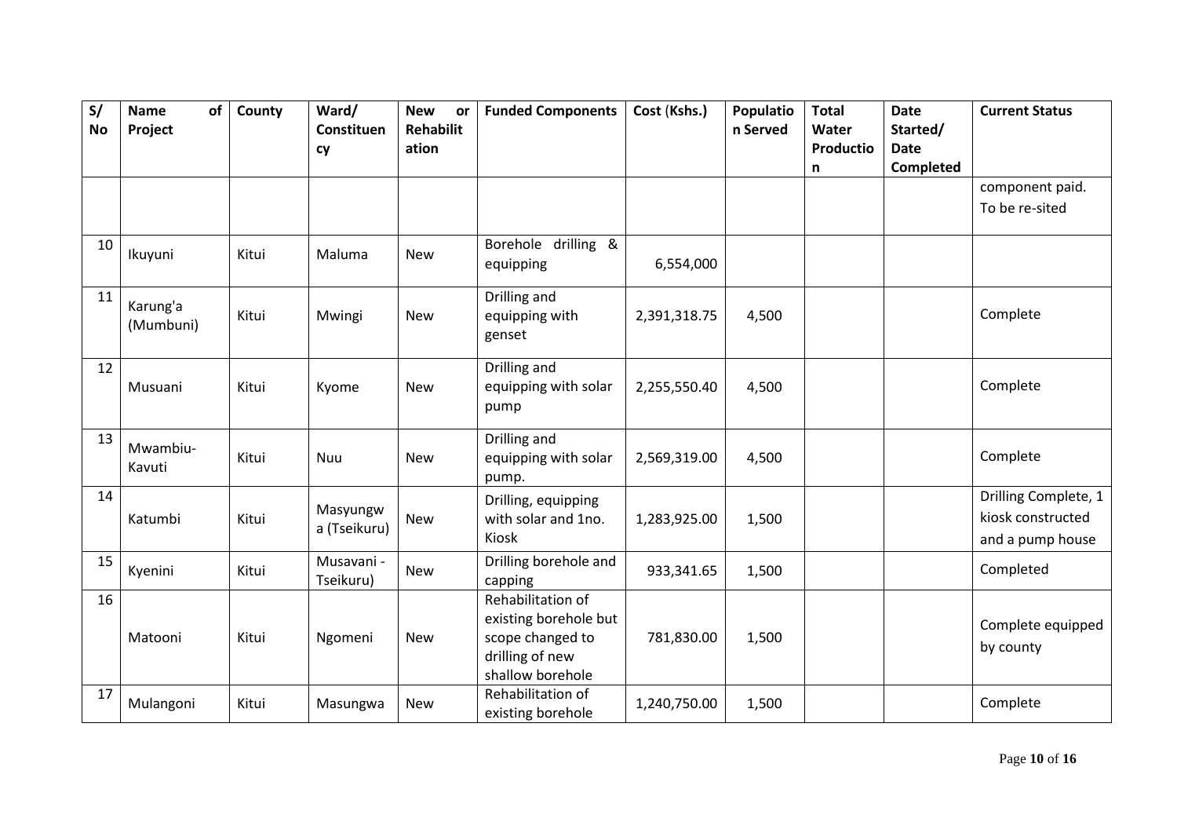| S/ No | Name of Project | County | Ward/ Constituency | New or Rehabilitation | Funded Components | Cost (Kshs.) | Population Served | Total Water Production | Date Started/ Date Completed | Current Status |
|---|---|---|---|---|---|---|---|---|---|---|
| | | | | | | | | | | component paid. To be re-sited |
| 10 | Ikuyuni | Kitui | Maluma | New | Borehole drilling & equipping | 6,554,000 | | | | |
| 11 | Karung'a (Mumbuni) | Kitui | Mwingi | New | Drilling and equipping with genset | 2,391,318.75 | 4,500 | | | Complete |
| 12 | Musuani | Kitui | Kyome | New | Drilling and equipping with solar pump | 2,255,550.40 | 4,500 | | | Complete |
| 13 | Mwambiu-Kavuti | Kitui | Nuu | New | Drilling and equipping with solar pump. | 2,569,319.00 | 4,500 | | | Complete |
| 14 | Katumbi | Kitui | Masyungwa (Tseikuru) | New | Drilling, equipping with solar and 1no. Kiosk | 1,283,925.00 | 1,500 | | | Drilling Complete, 1 kiosk constructed and a pump house |
| 15 | Kyenini | Kitui | Musavani - Tseikuru) | New | Drilling borehole and capping | 933,341.65 | 1,500 | | | Completed |
| 16 | Matooni | Kitui | Ngomeni | New | Rehabilitation of existing borehole but scope changed to drilling of new shallow borehole | 781,830.00 | 1,500 | | | Complete equipped by county |
| 17 | Mulangoni | Kitui | Masungwa | New | Rehabilitation of existing borehole | 1,240,750.00 | 1,500 | | | Complete |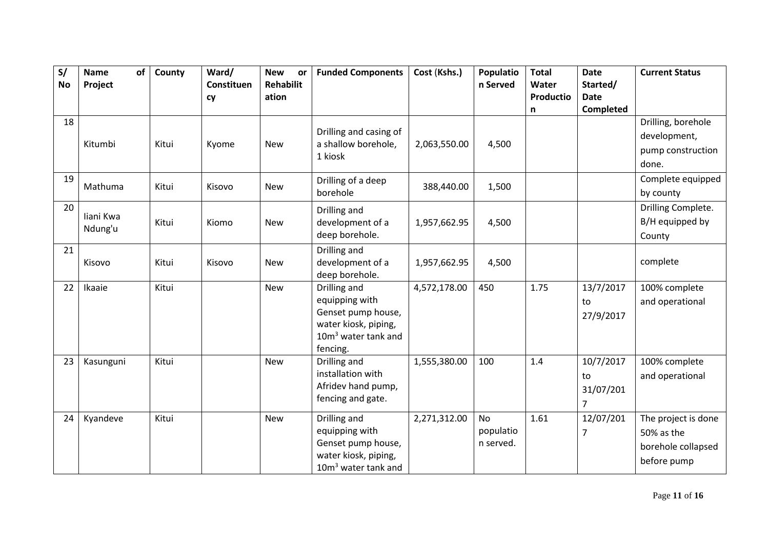| S/ No | Name of Project | County | Ward/ Constituency | New or Rehabilitation | Funded Components | Cost (Kshs.) | Population Served | Total Water Production | Date Started/ Date Completed | Current Status |
|---|---|---|---|---|---|---|---|---|---|---|
| 18 | Kitumbi | Kitui | Kyome | New | Drilling and casing of a shallow borehole, 1 kiosk | 2,063,550.00 | 4,500 | | | Drilling, borehole development, pump construction done. |
| 19 | Mathuma | Kitui | Kisovo | New | Drilling of a deep borehole | 388,440.00 | 1,500 | | | Complete equipped by county |
| 20 | Iiani Kwa Ndung'u | Kitui | Kiomo | New | Drilling and development of a deep borehole. | 1,957,662.95 | 4,500 | | | Drilling Complete. B/H equipped by County |
| 21 | Kisovo | Kitui | Kisovo | New | Drilling and development of a deep borehole. | 1,957,662.95 | 4,500 | | | complete |
| 22 | Ikaaie | Kitui | | New | Drilling and equipping with Genset pump house, water kiosk, piping, $10m^3$ water tank and fencing. | 4,572,178.00 | 450 | 1.75 | 13/7/2017 to 27/9/2017 | 100% complete and operational |
| 23 | Kasunguni | Kitui | | New | Drilling and installation with Afridev hand pump, fencing and gate. | 1,555,380.00 | 100 | 1.4 | 10/7/2017 to 31/07/2017 | 100% complete and operational |
| 24 | Kyandeve | Kitui | | New | Drilling and equipping with Genset pump house, water kiosk, piping, $10m^3$ water tank and | 2,271,312.00 | No population served. | 1.61 | 12/07/2017 | The project is done 50% as the borehole collapsed before pump |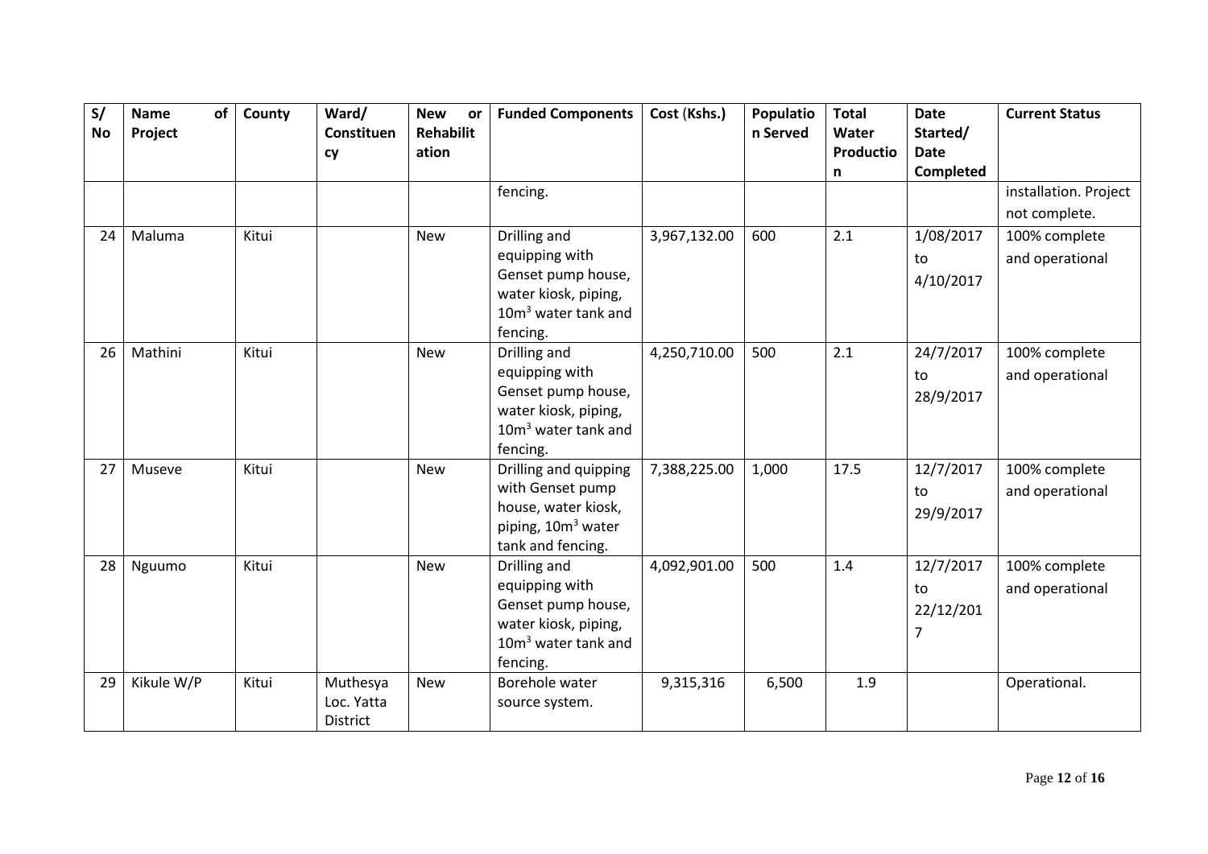| S/ No | Name of Project | County | Ward/ Constituency | New or Rehabilitation | Funded Components | Cost (Kshs.) | Population Served | Total Water Production | Date Started/ Date Completed | Current Status |
|---|---|---|---|---|---|---|---|---|---|---|
| | | | | | fencing. | | | | | installation. Project not complete. |
| 24 | Maluma | Kitui | | New | Drilling and equipping with Genset pump house, water kiosk, piping, $10m^3$ water tank and fencing. | 3,967,132.00 | 600 | 2.1 | 1/08/2017 to 4/10/2017 | 100% complete and operational |
| 26 | Mathini | Kitui | | New | Drilling and equipping with Genset pump house, water kiosk, piping, $10m^3$ water tank and fencing. | 4,250,710.00 | 500 | 2.1 | 24/7/2017 to 28/9/2017 | 100% complete and operational |
| 27 | Museve | Kitui | | New | Drilling and quipping with Genset pump house, water kiosk, piping, $10m^3$ water tank and fencing. | 7,388,225.00 | 1,000 | 17.5 | 12/7/2017 to 29/9/2017 | 100% complete and operational |
| 28 | Nguumo | Kitui | | New | Drilling and equipping with Genset pump house, water kiosk, piping, $10m^3$ water tank and fencing. | 4,092,901.00 | 500 | 1.4 | 12/7/2017 to 22/12/2017 | 100% complete and operational |
| 29 | Kikule W/P | Kitui | Muthesya Loc. Yatta District | New | Borehole water source system. | 9,315,316 | 6,500 | 1.9 | | Operational. |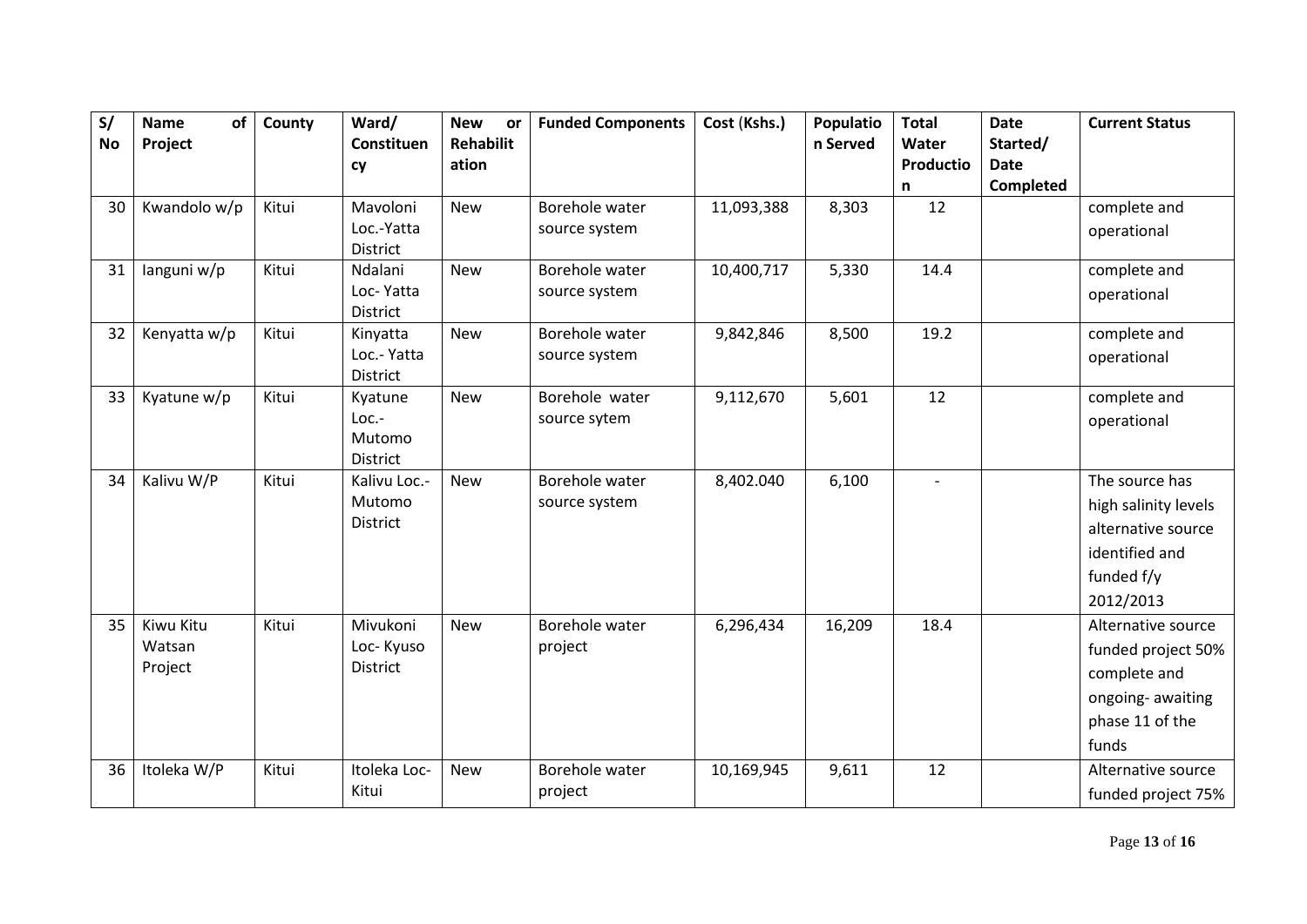| S/ No | Name of Project | County | Ward/ Constituency | New or Rehabilitation | Funded Components | Cost (Kshs.) | Population Served | Total Water Production | Date Started/ Date Completed | Current Status |
|---|---|---|---|---|---|---|---|---|---|---|
| 30 | Kwandolo w/p | Kitui | Mavoloni Loc.-Yatta District | New | Borehole water source system | 11,093,388 | 8,303 | 12 | | complete and operational |
| 31 | Ianguni w/p | Kitui | Ndalani Loc- Yatta District | New | Borehole water source system | 10,400,717 | 5,330 | 14.4 | | complete and operational |
| 32 | Kenyatta w/p | Kitui | Kinyatta Loc.- Yatta District | New | Borehole water source system | 9,842,846 | 8,500 | 19.2 | | complete and operational |
| 33 | Kyatune w/p | Kitui | Kyatune Loc.- Mutomo District | New | Borehole water source sytem | 9,112,670 | 5,601 | 12 | | complete and operational |
| 34 | Kalivu W/P | Kitui | Kalivu Loc.- Mutomo District | New | Borehole water source system | 8,402.040 | 6,100 | - | | The source has high salinity levels alternative source identified and funded f/y 2012/2013 |
| 35 | Kiwu Kitu Watsan Project | Kitui | Mivukoni Loc- Kyuso District | New | Borehole water project | 6,296,434 | 16,209 | 18.4 | | Alternative source funded project 50% complete and ongoing- awaiting phase 11 of the funds |
| 36 | Itoleka W/P | Kitui | Itoleka Loc- Kitui | New | Borehole water project | 10,169,945 | 9,611 | 12 | | Alternative source funded project 75% |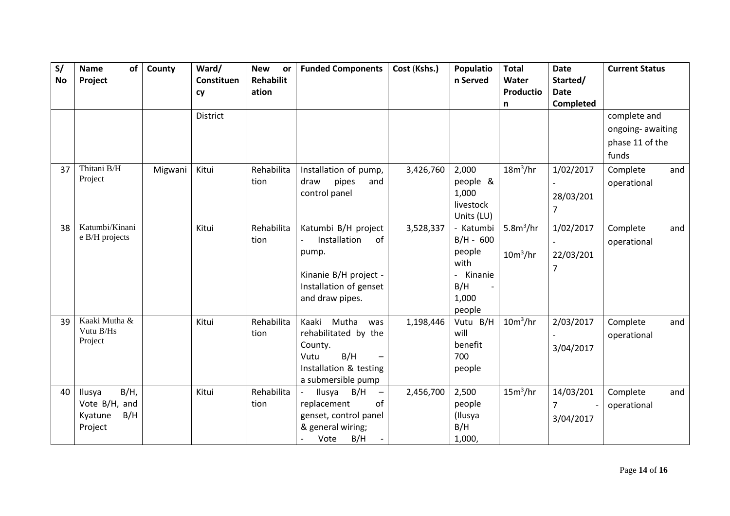| S/ No | Name of Project | County | Ward/ Constituency | New or Rehabilitation | Funded Components | Cost (Kshs.) | Population Served | Total Water Production | Date Started/ Date Completed | Current Status |
|---|---|---|---|---|---|---|---|---|---|---|
| | | | District | | | | | | | complete and ongoing- awaiting phase 11 of the funds |
| 37 | Thitani B/H Project | Migwani | Kitui | Rehabilitation | Installation of pump, draw pipes and control panel | 3,426,760 | 2,000 people & 1,000 livestock Units (LU) | $18m^3/hr$ | 1/02/2017 - 28/03/2017 | Complete and operational |
| 38 | Katumbi/Kinanie B/H projects | | Kitui | Rehabilitation | Katumbi B/H project - Installation of pump. Kinanie B/H project - Installation of genset and draw pipes. | 3,528,337 | - Katumbi B/H - 600 people with - Kinanie B/H - 1,000 people | $5.8m^3/hr$ $10m^3/hr$ | 1/02/2017 - 22/03/2017 | Complete and operational |
| 39 | Kaaki Mutha & Vutu B/Hs Project | | Kitui | Rehabilitation | Kaaki Mutha was rehabilitated by the County. Vutu B/H – Installation & testing a submersible pump | 1,198,446 | Vutu B/H will benefit 700 people | $10m^3/hr$ | 2/03/2017 - 3/04/2017 | Complete and operational |
| 40 | Ilusya B/H, Vote B/H, and Kyatune B/H Project | | Kitui | Rehabilitation | - Ilusya B/H – replacement of genset, control panel & general wiring; - Vote B/H - | 2,456,700 | 2,500 people (Ilusya B/H 1,000, | $15m^3/hr$ | 14/03/2017 - 3/04/2017 | Complete and operational |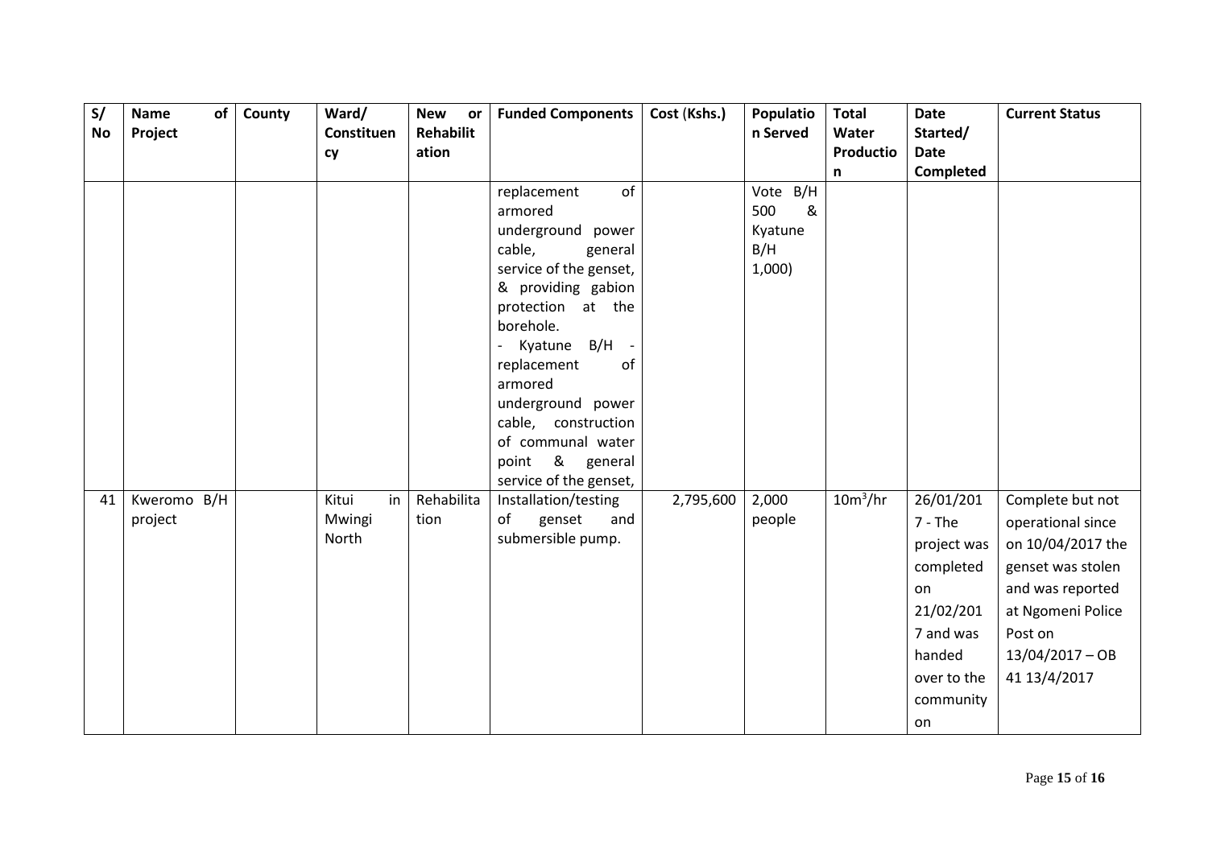| S/ No | Name of Project | County | Ward/ Constituency | New or Rehabilitation | Funded Components | Cost (Kshs.) | Population Served | Total Water Production | Date Started/ Date Completed | Current Status |
|---|---|---|---|---|---|---|---|---|---|---|
| | | | | | replacement of armored underground power cable, general service of the genset, & providing gabion protection at the borehole.<br>- Kyatune B/H - replacement of armored underground power cable, construction of communal water point & general service of the genset, | | Vote B/H 500 & Kyatune B/H 1,000) | | | |
| 41 | Kweromo B/H project | | Kitui in Mwingi North | Rehabilitation | Installation/testing of genset and submersible pump. | 2,795,600 | 2,000 people | $10m^3/hr$ | 26/01/2017 - The project was completed on 21/02/2017 and was handed over to the community on | Complete but not operational since on 10/04/2017 the genset was stolen and was reported at Ngomeni Police Post on 13/04/2017 – OB 41 13/4/2017 |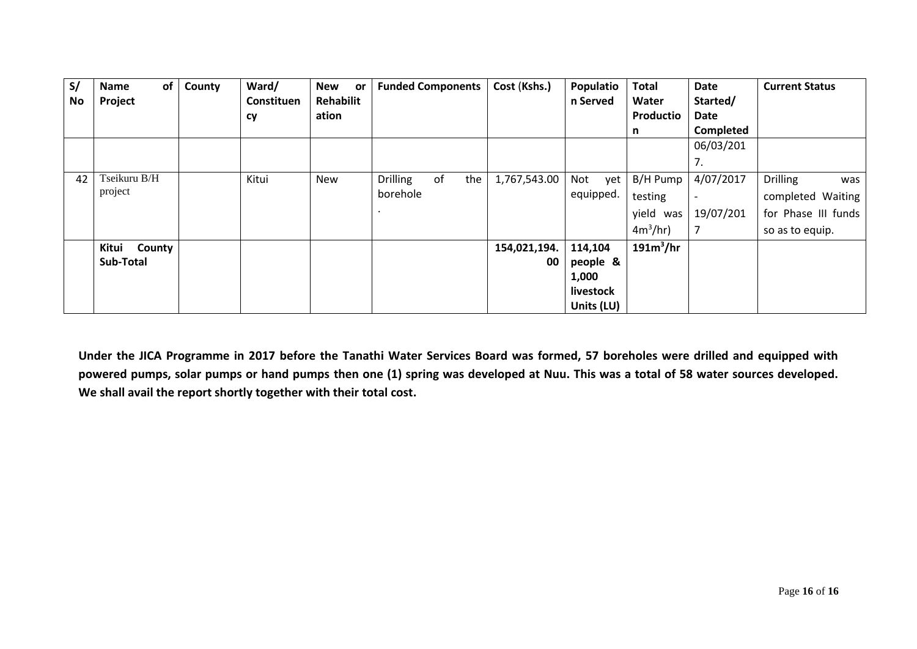| S/ No | Name of Project | County | Ward/ Constituency | New or Rehabilitation | Funded Components | Cost (Kshs.) | Population Served | Total Water Production | Date Started/ Date Completed | Current Status |
|---|---|---|---|---|---|---|---|---|---|---|
| | | | | | | | | | 06/03/2017. | |
| 42 | Tseikuru B/H project | | Kitui | New | Drilling of the borehole . | 1,767,543.00 | Not yet equipped. | B/H Pump testing yield was $4m^3$/hr) | 4/07/2017 - 19/07/2017 | Drilling was completed Waiting for Phase III funds so as to equip. |
| | **Kitui County Sub-Total** | | | | | **154,021,194.00** | **114,104 people & 1,000 livestock Units (LU)** | **$191m^3$/hr** | | |

**Under the JICA Programme in 2017 before the Tanathi Water Services Board was formed, 57 boreholes were drilled and equipped with powered pumps, solar pumps or hand pumps then one (1) spring was developed at Nuu. This was a total of 58 water sources developed. We shall avail the report shortly together with their total cost.**